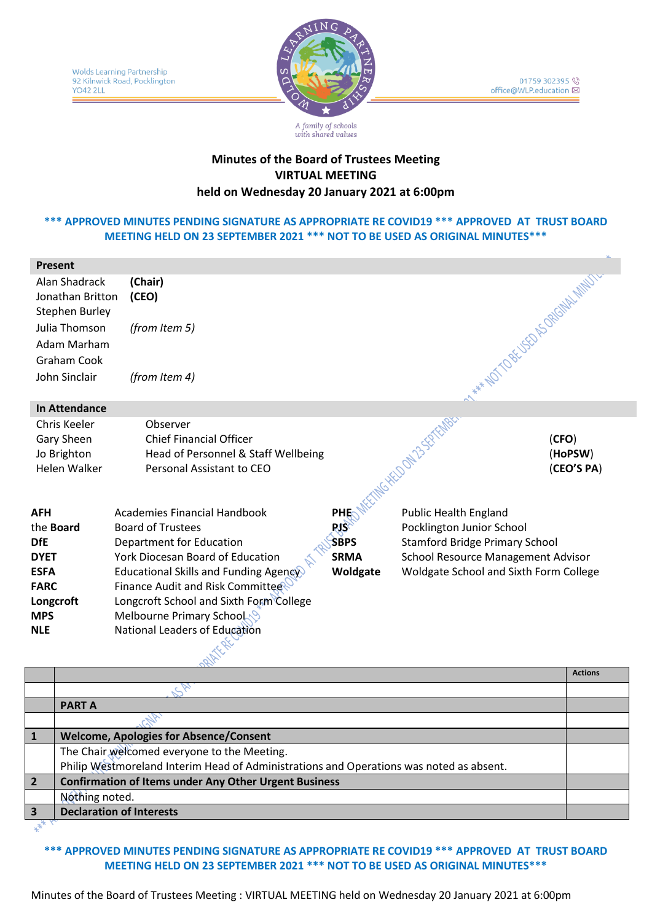Wolds Learning Partnership
92 Kilnwick Road, Pocklington
YO42 2LL

01759 302395
office@WLP.education

A family of schools with shared values

# Minutes of the Board of Trustees Meeting
## VIRTUAL MEETING
## held on Wednesday 20 January 2021 at 6:00pm

*** APPROVED MINUTES PENDING SIGNATURE AS APPROPRIATE RE COVID19 *** APPROVED AT TRUST BOARD MEETING HELD ON 23 SEPTEMBER 2021 *** NOT TO BE USED AS ORIGINAL MINUTES***

**Present**

| | |
|---|---|
| Alan Shadrack | **(Chair)** |
| Jonathan Britton | **(CEO)** |
| Stephen Burley | |
| Julia Thomson | *(from Item 5)* |
| Adam Marham | |
| Graham Cook | |
| John Sinclair | *(from Item 4)* |

**In Attendance**

| | | |
|---|---|---|
| Chris Keeler | Observer | |
| Gary Sheen | Chief Financial Officer | (**CFO**) |
| Jo Brighton | Head of Personnel & Staff Wellbeing | (**HoPSW**) |
| Helen Walker | Personal Assistant to CEO | (**CEO'S PA**) |

| | | | |
|---|---|---|---|
| **AFH** | Academies Financial Handbook | **PHE** | Public Health England |
| **the Board** | Board of Trustees | **PJS** | Pocklington Junior School |
| **DfE** | Department for Education | **SBPS** | Stamford Bridge Primary School |
| **DYET** | York Diocesan Board of Education | **SRMA** | School Resource Management Advisor |
| **ESFA** | Educational Skills and Funding Agency | **Woldgate** | Woldgate School and Sixth Form College |
| **FARC** | Finance Audit and Risk Committee | | |
| **Longcroft** | Longcroft School and Sixth Form College | | |
| **MPS** | Melbourne Primary School | | |
| **NLE** | National Leaders of Education | | |

| | | **Actions** |
|---|---|---|
| | | |
| | **PART A** | |
| | | |
| **1** | **Welcome, Apologies for Absence/Consent** | |
| | The Chair welcomed everyone to the Meeting.<br>Philip Westmoreland Interim Head of Administrations and Operations was noted as absent. | |
| **2** | **Confirmation of Items under Any Other Urgent Business** | |
| | Nothing noted. | |
| **3** | **Declaration of Interests** | |

*** APPROVED MINUTES PENDING SIGNATURE AS APPROPRIATE RE COVID19 *** APPROVED AT TRUST BOARD MEETING HELD ON 23 SEPTEMBER 2021 *** NOT TO BE USED AS ORIGINAL MINUTES***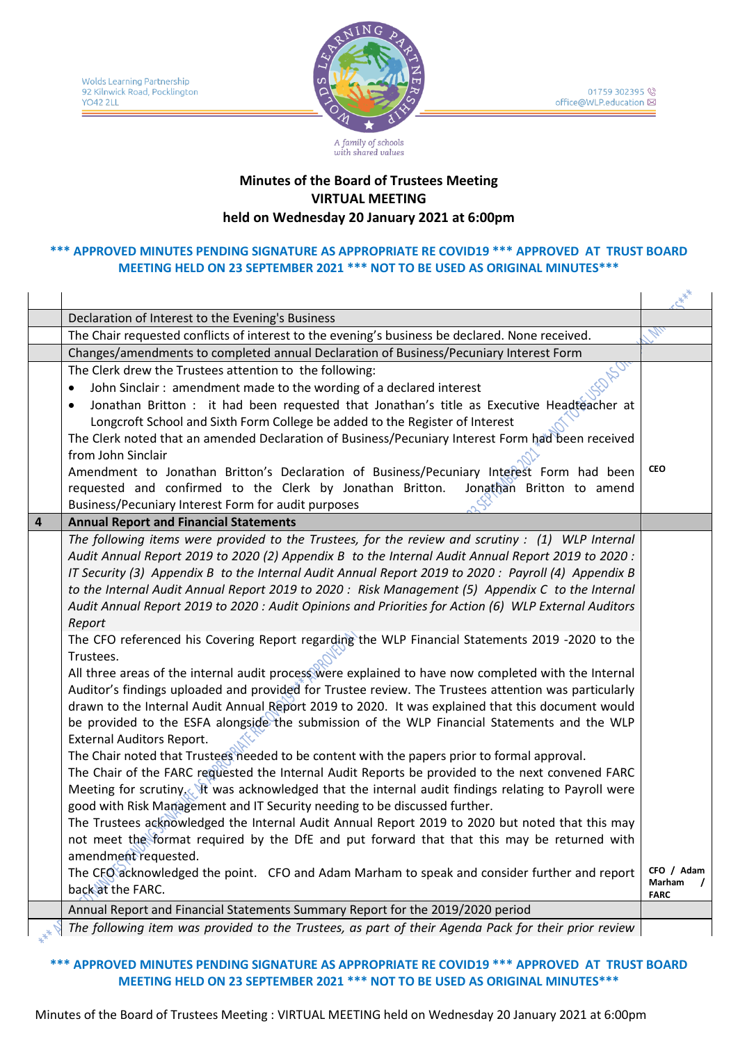Wolds Learning Partnership
92 Kilnwick Road, Pocklington
YO42 2LL

01759 302395
office@WLP.education

A family of schools with shared values

**Minutes of the Board of Trustees Meeting**
**VIRTUAL MEETING**
**held on Wednesday 20 January 2021 at 6:00pm**

**\*\*\* APPROVED MINUTES PENDING SIGNATURE AS APPROPRIATE RE COVID19 \*\*\* APPROVED AT TRUST BOARD MEETING HELD ON 23 SEPTEMBER 2021 \*\*\* NOT TO BE USED AS ORIGINAL MINUTES\*\*\***

| | | |
|---|---|---|
| | Declaration of Interest to the Evening's Business | |
| | The Chair requested conflicts of interest to the evening's business be declared. None received. | |
| | Changes/amendments to completed annual Declaration of Business/Pecuniary Interest Form | |
| | The Clerk drew the Trustees attention to the following:<br>• John Sinclair : amendment made to the wording of a declared interest<br>• Jonathan Britton : it had been requested that Jonathan's title as Executive Headteacher at Longcroft School and Sixth Form College be added to the Register of Interest<br>The Clerk noted that an amended Declaration of Business/Pecuniary Interest Form had been received from John Sinclair<br>Amendment to Jonathan Britton's Declaration of Business/Pecuniary Interest Form had been requested and confirmed to the Clerk by Jonathan Britton. Jonathan Britton to amend Business/Pecuniary Interest Form for audit purposes | **CEO** |
| **4** | **Annual Report and Financial Statements** | |
| | *The following items were provided to the Trustees, for the review and scrutiny : (1) WLP Internal Audit Annual Report 2019 to 2020 (2) Appendix B to the Internal Audit Annual Report 2019 to 2020 : IT Security (3) Appendix B to the Internal Audit Annual Report 2019 to 2020 : Payroll (4) Appendix B to the Internal Audit Annual Report 2019 to 2020 : Risk Management (5) Appendix C to the Internal Audit Annual Report 2019 to 2020 : Audit Opinions and Priorities for Action (6) WLP External Auditors Report*<br>The CFO referenced his Covering Report regarding the WLP Financial Statements 2019 -2020 to the Trustees.<br>All three areas of the internal audit process were explained to have now completed with the Internal Auditor's findings uploaded and provided for Trustee review. The Trustees attention was particularly drawn to the Internal Audit Annual Report 2019 to 2020. It was explained that this document would be provided to the ESFA alongside the submission of the WLP Financial Statements and the WLP External Auditors Report.<br>The Chair noted that Trustees needed to be content with the papers prior to formal approval.<br>The Chair of the FARC requested the Internal Audit Reports be provided to the next convened FARC Meeting for scrutiny. It was acknowledged that the internal audit findings relating to Payroll were good with Risk Management and IT Security needing to be discussed further.<br>The Trustees acknowledged the Internal Audit Annual Report 2019 to 2020 but noted that this may not meet the format required by the DfE and put forward that that this may be returned with amendment requested.<br>The CFO acknowledged the point. CFO and Adam Marham to speak and consider further and report back at the FARC. | **CFO / Adam Marham / FARC** |
| | Annual Report and Financial Statements Summary Report for the 2019/2020 period | |
| | *The following item was provided to the Trustees, as part of their Agenda Pack for their prior review* | |

**\*\*\* APPROVED MINUTES PENDING SIGNATURE AS APPROPRIATE RE COVID19 \*\*\* APPROVED AT TRUST BOARD MEETING HELD ON 23 SEPTEMBER 2021 \*\*\* NOT TO BE USED AS ORIGINAL MINUTES\*\*\***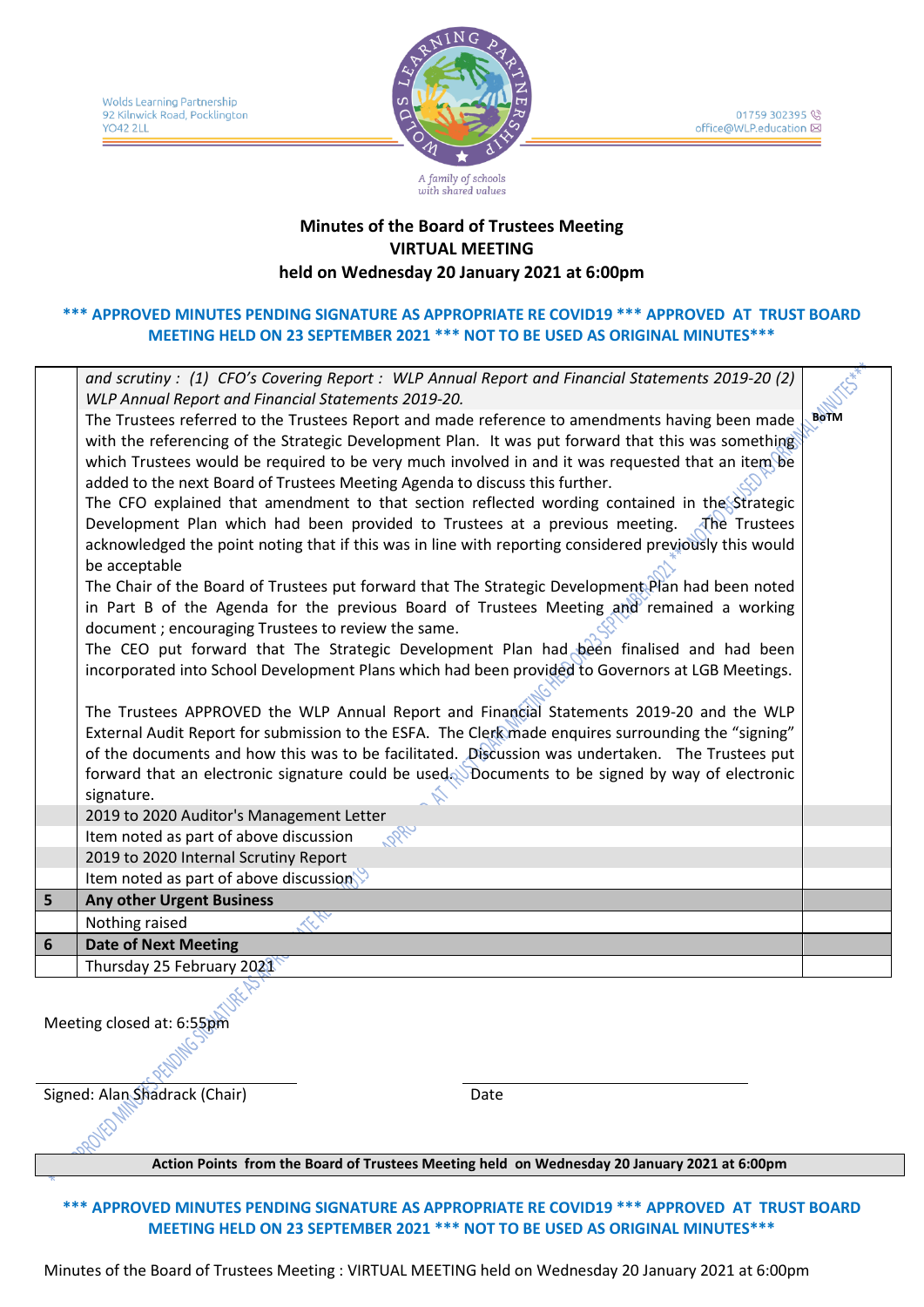**Minutes of the Board of Trustees Meeting**
**VIRTUAL MEETING**
**held on Wednesday 20 January 2021 at 6:00pm**

**\*\*\* APPROVED MINUTES PENDING SIGNATURE AS APPROPRIATE RE COVID19 \*\*\* APPROVED AT TRUST BOARD MEETING HELD ON 23 SEPTEMBER 2021 \*\*\* NOT TO BE USED AS ORIGINAL MINUTES\*\*\***

| | | |
|---|---|---|
| | *and scrutiny : (1) CFO's Covering Report : WLP Annual Report and Financial Statements 2019-20 (2) WLP Annual Report and Financial Statements 2019-20.*<br>The Trustees referred to the Trustees Report and made reference to amendments having been made with the referencing of the Strategic Development Plan. It was put forward that this was something which Trustees would be required to be very much involved in and it was requested that an item be added to the next Board of Trustees Meeting Agenda to discuss this further.<br>The CFO explained that amendment to that section reflected wording contained in the Strategic Development Plan which had been provided to Trustees at a previous meeting. The Trustees acknowledged the point noting that if this was in line with reporting considered previously this would be acceptable<br>The Chair of the Board of Trustees put forward that The Strategic Development Plan had been noted in Part B of the Agenda for the previous Board of Trustees Meeting and remained a working document ; encouraging Trustees to review the same.<br>The CEO put forward that The Strategic Development Plan had been finalised and had been incorporated into School Development Plans which had been provided to Governors at LGB Meetings.<br><br>The Trustees APPROVED the WLP Annual Report and Financial Statements 2019-20 and the WLP External Audit Report for submission to the ESFA. The Clerk made enquires surrounding the "signing" of the documents and how this was to be facilitated. Discussion was undertaken. The Trustees put forward that an electronic signature could be used. Documents to be signed by way of electronic signature. | BoTM |
| | 2019 to 2020 Auditor's Management Letter | |
| | Item noted as part of above discussion | |
| | 2019 to 2020 Internal Scrutiny Report | |
| | Item noted as part of above discussion | |
| **5** | **Any other Urgent Business** | |
| | Nothing raised | |
| **6** | **Date of Next Meeting** | |
| | Thursday 25 February 2021 | |

Meeting closed at: 6:55pm

Signed: Alan Shadrack (Chair) &nbsp;&nbsp;&nbsp;&nbsp;&nbsp;&nbsp;&nbsp;&nbsp;&nbsp;&nbsp;&nbsp;&nbsp;&nbsp;&nbsp;&nbsp;&nbsp;&nbsp;&nbsp;&nbsp;&nbsp;&nbsp;&nbsp;&nbsp;&nbsp;&nbsp;&nbsp;&nbsp;&nbsp;&nbsp;&nbsp;&nbsp;&nbsp;&nbsp;&nbsp;&nbsp;&nbsp;&nbsp;&nbsp;&nbsp;&nbsp; Date

| **Action Points from the Board of Trustees Meeting held on Wednesday 20 January 2021 at 6:00pm** |
|---|

**\*\*\* APPROVED MINUTES PENDING SIGNATURE AS APPROPRIATE RE COVID19 \*\*\* APPROVED AT TRUST BOARD MEETING HELD ON 23 SEPTEMBER 2021 \*\*\* NOT TO BE USED AS ORIGINAL MINUTES\*\*\***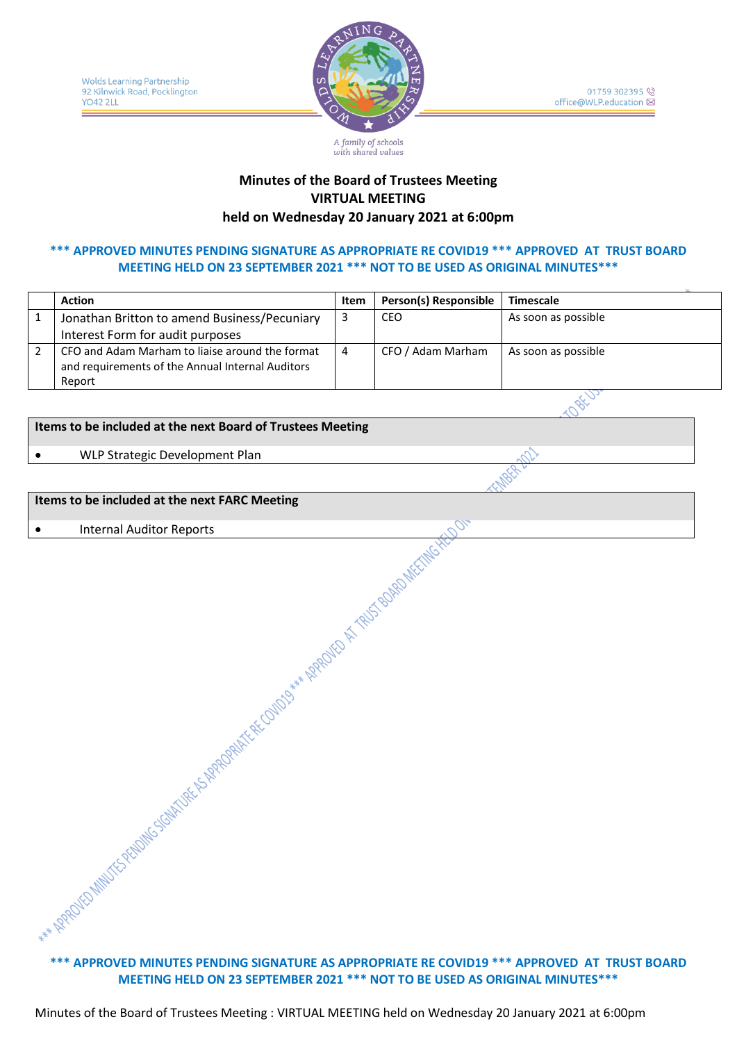**Minutes of the Board of Trustees Meeting**
**VIRTUAL MEETING**
**held on Wednesday 20 January 2021 at 6:00pm**

**\*\*\* APPROVED MINUTES PENDING SIGNATURE AS APPROPRIATE RE COVID19 \*\*\* APPROVED AT TRUST BOARD MEETING HELD ON 23 SEPTEMBER 2021 \*\*\* NOT TO BE USED AS ORIGINAL MINUTES\*\*\***

| | Action | Item | Person(s) Responsible | Timescale |
|---|---|---|---|---|
| 1 | Jonathan Britton to amend Business/Pecuniary Interest Form for audit purposes | 3 | CEO | As soon as possible |
| 2 | CFO and Adam Marham to liaise around the format and requirements of the Annual Internal Auditors Report | 4 | CFO / Adam Marham | As soon as possible |

**Items to be included at the next Board of Trustees Meeting**

- WLP Strategic Development Plan

**Items to be included at the next FARC Meeting**

- Internal Auditor Reports